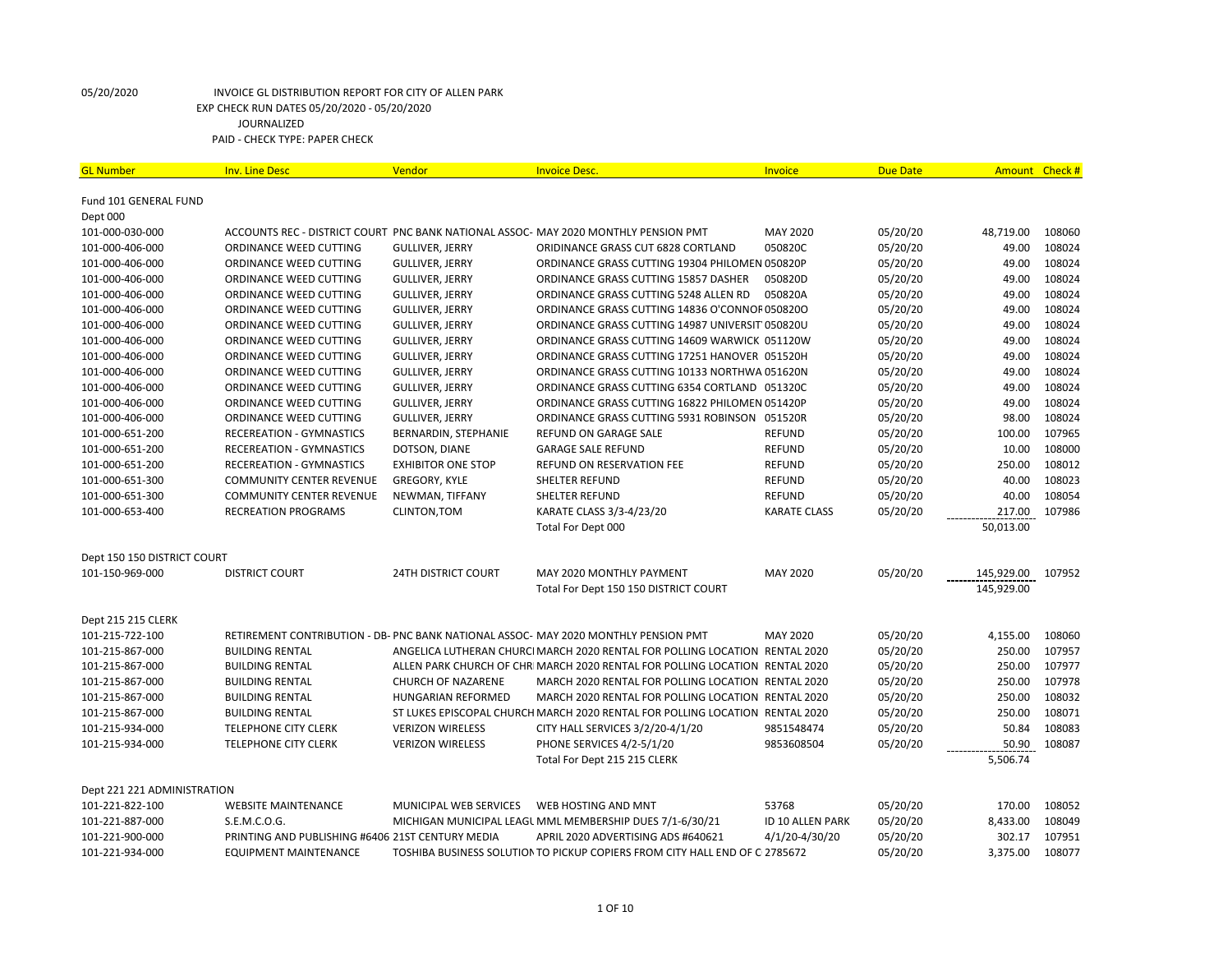05/20/2020 INVOICE GL DISTRIBUTION REPORT FOR CITY OF ALLEN PARK
EXP CHECK RUN DATES 05/20/2020 - 05/20/2020
JOURNALIZED
PAID - CHECK TYPE: PAPER CHECK

| GL Number | Inv. Line Desc | Vendor | Invoice Desc. | Invoice | Due Date | Amount | Check # |
|---|---|---|---|---|---|---|---|
| Fund 101 GENERAL FUND | | | | | | | |
| Dept 000 | | | | | | | |
| 101-000-030-000 | ACCOUNTS REC - DISTRICT COURT | PNC BANK NATIONAL ASSOC- | MAY 2020 MONTHLY PENSION PMT | MAY 2020 | 05/20/20 | 48,719.00 | 108060 |
| 101-000-406-000 | ORDINANCE WEED CUTTING | GULLIVER, JERRY | ORIDINANCE GRASS CUT 6828 CORTLAND | 050820C | 05/20/20 | 49.00 | 108024 |
| 101-000-406-000 | ORDINANCE WEED CUTTING | GULLIVER, JERRY | ORDINANCE GRASS CUTTING 19304 PHILOMEN | 050820P | 05/20/20 | 49.00 | 108024 |
| 101-000-406-000 | ORDINANCE WEED CUTTING | GULLIVER, JERRY | ORDINANCE GRASS CUTTING 15857 DASHER | 050820D | 05/20/20 | 49.00 | 108024 |
| 101-000-406-000 | ORDINANCE WEED CUTTING | GULLIVER, JERRY | ORDINANCE GRASS CUTTING 5248 ALLEN RD | 050820A | 05/20/20 | 49.00 | 108024 |
| 101-000-406-000 | ORDINANCE WEED CUTTING | GULLIVER, JERRY | ORDINANCE GRASS CUTTING 14836 O'CONNOR | 050820O | 05/20/20 | 49.00 | 108024 |
| 101-000-406-000 | ORDINANCE WEED CUTTING | GULLIVER, JERRY | ORDINANCE GRASS CUTTING 14987 UNIVERSIT | 050820U | 05/20/20 | 49.00 | 108024 |
| 101-000-406-000 | ORDINANCE WEED CUTTING | GULLIVER, JERRY | ORDINANCE GRASS CUTTING 14609 WARWICK | 051120W | 05/20/20 | 49.00 | 108024 |
| 101-000-406-000 | ORDINANCE WEED CUTTING | GULLIVER, JERRY | ORDINANCE GRASS CUTTING 17251 HANOVER | 051520H | 05/20/20 | 49.00 | 108024 |
| 101-000-406-000 | ORDINANCE WEED CUTTING | GULLIVER, JERRY | ORDINANCE GRASS CUTTING 10133 NORTHWA | 051620N | 05/20/20 | 49.00 | 108024 |
| 101-000-406-000 | ORDINANCE WEED CUTTING | GULLIVER, JERRY | ORDINANCE GRASS CUTTING 6354 CORTLAND | 051320C | 05/20/20 | 49.00 | 108024 |
| 101-000-406-000 | ORDINANCE WEED CUTTING | GULLIVER, JERRY | ORDINANCE GRASS CUTTING 16822 PHILOMEN | 051420P | 05/20/20 | 49.00 | 108024 |
| 101-000-406-000 | ORDINANCE WEED CUTTING | GULLIVER, JERRY | ORDINANCE GRASS CUTTING 5931 ROBINSON | 051520R | 05/20/20 | 98.00 | 108024 |
| 101-000-651-200 | RECEREATION - GYMNASTICS | BERNARDIN, STEPHANIE | REFUND ON GARAGE SALE | REFUND | 05/20/20 | 100.00 | 107965 |
| 101-000-651-200 | RECEREATION - GYMNASTICS | DOTSON, DIANE | GARAGE SALE REFUND | REFUND | 05/20/20 | 10.00 | 108000 |
| 101-000-651-200 | RECEREATION - GYMNASTICS | EXHIBITOR ONE STOP | REFUND ON RESERVATION FEE | REFUND | 05/20/20 | 250.00 | 108012 |
| 101-000-651-300 | COMMUNITY CENTER REVENUE | GREGORY, KYLE | SHELTER REFUND | REFUND | 05/20/20 | 40.00 | 108023 |
| 101-000-651-300 | COMMUNITY CENTER REVENUE | NEWMAN, TIFFANY | SHELTER REFUND | REFUND | 05/20/20 | 40.00 | 108054 |
| 101-000-653-400 | RECREATION PROGRAMS | CLINTON,TOM | KARATE CLASS 3/3-4/23/20 | KARATE CLASS | 05/20/20 | 217.00 | 107986 |
| | | | Total For Dept 000 | | | 50,013.00 | |
| Dept 150 150 DISTRICT COURT | | | | | | | |
| 101-150-969-000 | DISTRICT COURT | 24TH DISTRICT COURT | MAY 2020 MONTHLY PAYMENT | MAY 2020 | 05/20/20 | 145,929.00 | 107952 |
| | | | Total For Dept 150 150 DISTRICT COURT | | | 145,929.00 | |
| Dept 215 215 CLERK | | | | | | | |
| 101-215-722-100 | RETIREMENT CONTRIBUTION - DB- | PNC BANK NATIONAL ASSOC- | MAY 2020 MONTHLY PENSION PMT | MAY 2020 | 05/20/20 | 4,155.00 | 108060 |
| 101-215-867-000 | BUILDING RENTAL | ANGELICA LUTHERAN CHURCI | MARCH 2020 RENTAL FOR POLLING LOCATION | RENTAL 2020 | 05/20/20 | 250.00 | 107957 |
| 101-215-867-000 | BUILDING RENTAL | ALLEN PARK CHURCH OF CHRI | MARCH 2020 RENTAL FOR POLLING LOCATION | RENTAL 2020 | 05/20/20 | 250.00 | 107977 |
| 101-215-867-000 | BUILDING RENTAL | CHURCH OF NAZARENE | MARCH 2020 RENTAL FOR POLLING LOCATION | RENTAL 2020 | 05/20/20 | 250.00 | 107978 |
| 101-215-867-000 | BUILDING RENTAL | HUNGARIAN REFORMED | MARCH 2020 RENTAL FOR POLLING LOCATION | RENTAL 2020 | 05/20/20 | 250.00 | 108032 |
| 101-215-867-000 | BUILDING RENTAL | ST LUKES EPISCOPAL CHURCH | MARCH 2020 RENTAL FOR POLLING LOCATION | RENTAL 2020 | 05/20/20 | 250.00 | 108071 |
| 101-215-934-000 | TELEPHONE CITY CLERK | VERIZON WIRELESS | CITY HALL SERVICES 3/2/20-4/1/20 | 9851548474 | 05/20/20 | 50.84 | 108083 |
| 101-215-934-000 | TELEPHONE CITY CLERK | VERIZON WIRELESS | PHONE SERVICES 4/2-5/1/20 | 9853608504 | 05/20/20 | 50.90 | 108087 |
| | | | Total For Dept 215 215 CLERK | | | 5,506.74 | |
| Dept 221 221 ADMINISTRATION | | | | | | | |
| 101-221-822-100 | WEBSITE MAINTENANCE | MUNICIPAL WEB SERVICES | WEB HOSTING AND MNT | 53768 | 05/20/20 | 170.00 | 108052 |
| 101-221-887-000 | S.E.M.C.O.G. | MICHIGAN MUNICIPAL LEAGU | MML MEMBERSHIP DUES 7/1-6/30/21 | ID 10 ALLEN PARK | 05/20/20 | 8,433.00 | 108049 |
| 101-221-900-000 | PRINTING AND PUBLISHING #6406 | 21ST CENTURY MEDIA | APRIL 2020 ADVERTISING ADS #640621 | 4/1/20-4/30/20 | 05/20/20 | 302.17 | 107951 |
| 101-221-934-000 | EQUIPMENT MAINTENANCE | TOSHIBA BUSINESS SOLUTION | TO PICKUP COPIERS FROM CITY HALL END OF C | 2785672 | 05/20/20 | 3,375.00 | 108077 |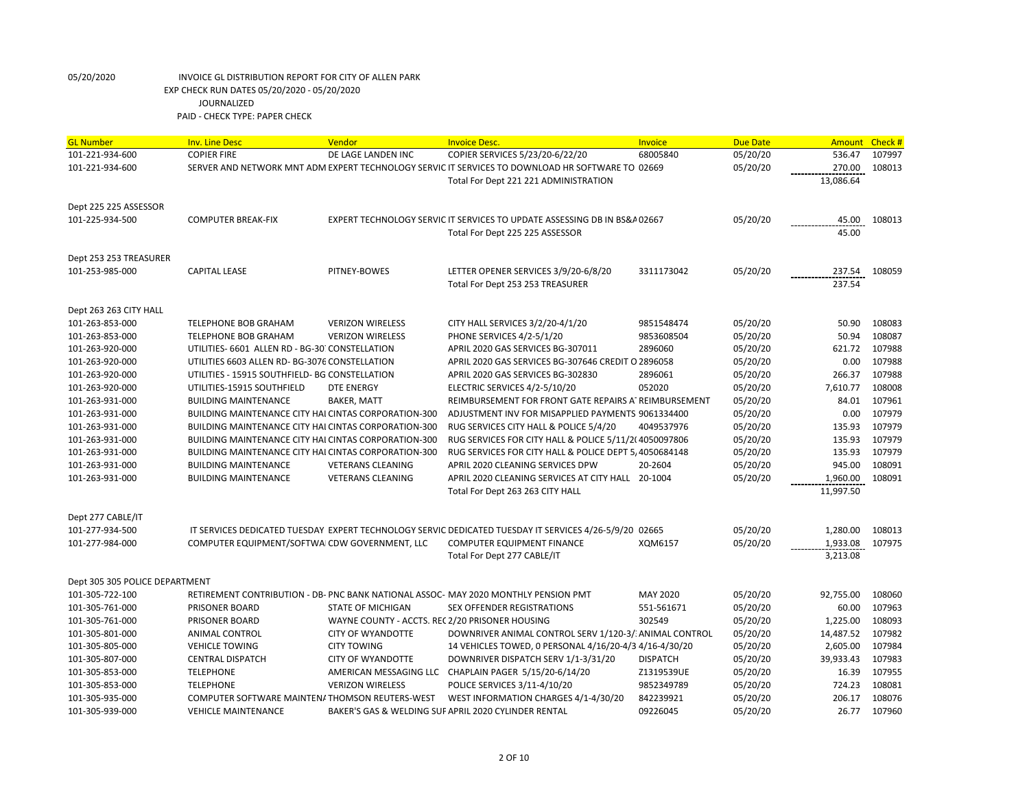05/20/2020 INVOICE GL DISTRIBUTION REPORT FOR CITY OF ALLEN PARK
EXP CHECK RUN DATES 05/20/2020 - 05/20/2020
JOURNALIZED
PAID - CHECK TYPE: PAPER CHECK

| GL Number | Inv. Line Desc | Vendor | Invoice Desc. | Invoice | Due Date | Amount | Check # |
|---|---|---|---|---|---|---|---|
| 101-221-934-600 | COPIER FIRE | DE LAGE LANDEN INC | COPIER SERVICES 5/23/20-6/22/20 | 68005840 | 05/20/20 | 536.47 | 107997 |
| 101-221-934-600 | SERVER AND NETWORK MNT ADM | EXPERT TECHNOLOGY SERVIC | IT SERVICES TO DOWNLOAD HR SOFTWARE TO | 02669 | 05/20/20 | 270.00 | 108013 |
| | | | Total For Dept 221 221 ADMINISTRATION | | | 13,086.64 | |
| Dept 225 225 ASSESSOR | | | | | | | |
| 101-225-934-500 | COMPUTER BREAK-FIX | EXPERT TECHNOLOGY SERVIC | IT SERVICES TO UPDATE ASSESSING DB IN BS&A | 02667 | 05/20/20 | 45.00 | 108013 |
| | | | Total For Dept 225 225 ASSESSOR | | | 45.00 | |
| Dept 253 253 TREASURER | | | | | | | |
| 101-253-985-000 | CAPITAL LEASE | PITNEY-BOWES | LETTER OPENER SERVICES 3/9/20-6/8/20 | 3311173042 | 05/20/20 | 237.54 | 108059 |
| | | | Total For Dept 253 253 TREASURER | | | 237.54 | |
| Dept 263 263 CITY HALL | | | | | | | |
| 101-263-853-000 | TELEPHONE BOB GRAHAM | VERIZON WIRELESS | CITY HALL SERVICES 3/2/20-4/1/20 | 9851548474 | 05/20/20 | 50.90 | 108083 |
| 101-263-853-000 | TELEPHONE BOB GRAHAM | VERIZON WIRELESS | PHONE SERVICES 4/2-5/1/20 | 9853608504 | 05/20/20 | 50.94 | 108087 |
| 101-263-920-000 | UTILITIES- 6601 ALLEN RD - BG-30 | CONSTELLATION | APRIL 2020 GAS SERVICES BG-307011 | 2896060 | 05/20/20 | 621.72 | 107988 |
| 101-263-920-000 | UTILITIES 6603 ALLEN RD- BG-3076 | CONSTELLATION | APRIL 2020 GAS SERVICES BG-307646 CREDIT O | 2896058 | 05/20/20 | 0.00 | 107988 |
| 101-263-920-000 | UTILITIES - 15915 SOUTHFIELD- BG | CONSTELLATION | APRIL 2020 GAS SERVICES BG-302830 | 2896061 | 05/20/20 | 266.37 | 107988 |
| 101-263-920-000 | UTILITIES-15915 SOUTHFIELD | DTE ENERGY | ELECTRIC SERVICES 4/2-5/10/20 | 052020 | 05/20/20 | 7,610.77 | 108008 |
| 101-263-931-000 | BUILDING MAINTENANCE | BAKER, MATT | REIMBURSEMENT FOR FRONT GATE REPAIRS A | REIMBURSEMENT | 05/20/20 | 84.01 | 107961 |
| 101-263-931-000 | BUILDING MAINTENANCE CITY HAI | CINTAS CORPORATION-300 | ADJUSTMENT INV FOR MISAPPLIED PAYMENTS | 9061334400 | 05/20/20 | 0.00 | 107979 |
| 101-263-931-000 | BUILDING MAINTENANCE CITY HAI | CINTAS CORPORATION-300 | RUG SERVICES CITY HALL & POLICE 5/4/20 | 4049537976 | 05/20/20 | 135.93 | 107979 |
| 101-263-931-000 | BUILDING MAINTENANCE CITY HAI | CINTAS CORPORATION-300 | RUG SERVICES FOR CITY HALL & POLICE 5/11/2 | 4050097806 | 05/20/20 | 135.93 | 107979 |
| 101-263-931-000 | BUILDING MAINTENANCE CITY HAI | CINTAS CORPORATION-300 | RUG SERVICES FOR CITY HALL & POLICE DEPT 5, | 4050684148 | 05/20/20 | 135.93 | 107979 |
| 101-263-931-000 | BUILDING MAINTENANCE | VETERANS CLEANING | APRIL 2020 CLEANING SERVICES DPW | 20-2604 | 05/20/20 | 945.00 | 108091 |
| 101-263-931-000 | BUILDING MAINTENANCE | VETERANS CLEANING | APRIL 2020 CLEANING SERVICES AT CITY HALL | 20-1004 | 05/20/20 | 1,960.00 | 108091 |
| | | | Total For Dept 263 263 CITY HALL | | | 11,997.50 | |
| Dept 277 CABLE/IT | | | | | | | |
| 101-277-934-500 | IT SERVICES DEDICATED TUESDAY | EXPERT TECHNOLOGY SERVIC | DEDICATED TUESDAY IT SERVICES 4/26-5/9/20 | 02665 | 05/20/20 | 1,280.00 | 108013 |
| 101-277-984-000 | COMPUTER EQUIPMENT/SOFTWA | CDW GOVERNMENT, LLC | COMPUTER EQUIPMENT FINANCE | XQM6157 | 05/20/20 | 1,933.08 | 107975 |
| | | | Total For Dept 277 CABLE/IT | | | 3,213.08 | |
| Dept 305 305 POLICE DEPARTMENT | | | | | | | |
| 101-305-722-100 | RETIREMENT CONTRIBUTION - DB- | PNC BANK NATIONAL ASSOC- | MAY 2020 MONTHLY PENSION PMT | MAY 2020 | 05/20/20 | 92,755.00 | 108060 |
| 101-305-761-000 | PRISONER BOARD | STATE OF MICHIGAN | SEX OFFENDER REGISTRATIONS | 551-561671 | 05/20/20 | 60.00 | 107963 |
| 101-305-761-000 | PRISONER BOARD | WAYNE COUNTY - ACCTS. REC | 2/20 PRISONER HOUSING | 302549 | 05/20/20 | 1,225.00 | 108093 |
| 101-305-801-000 | ANIMAL CONTROL | CITY OF WYANDOTTE | DOWNRIVER ANIMAL CONTROL SERV 1/120-3/ | ANIMAL CONTROL | 05/20/20 | 14,487.52 | 107982 |
| 101-305-805-000 | VEHICLE TOWING | CITY TOWING | 14 VEHICLES TOWED, 0 PERSONAL 4/16/20-4/3 | 4/16-4/30/20 | 05/20/20 | 2,605.00 | 107984 |
| 101-305-807-000 | CENTRAL DISPATCH | CITY OF WYANDOTTE | DOWNRIVER DISPATCH SERV 1/1-3/31/20 | DISPATCH | 05/20/20 | 39,933.43 | 107983 |
| 101-305-853-000 | TELEPHONE | AMERICAN MESSAGING LLC | CHAPLAIN PAGER 5/15/20-6/14/20 | Z1319539UE | 05/20/20 | 16.39 | 107955 |
| 101-305-853-000 | TELEPHONE | VERIZON WIRELESS | POLICE SERVICES 3/11-4/10/20 | 9852349789 | 05/20/20 | 724.23 | 108081 |
| 101-305-935-000 | COMPUTER SOFTWARE MAINTENA | THOMSON REUTERS-WEST | WEST INFORMATION CHARGES 4/1-4/30/20 | 842239921 | 05/20/20 | 206.17 | 108076 |
| 101-305-939-000 | VEHICLE MAINTENANCE | BAKER'S GAS & WELDING SUF | APRIL 2020 CYLINDER RENTAL | 09226045 | 05/20/20 | 26.77 | 107960 |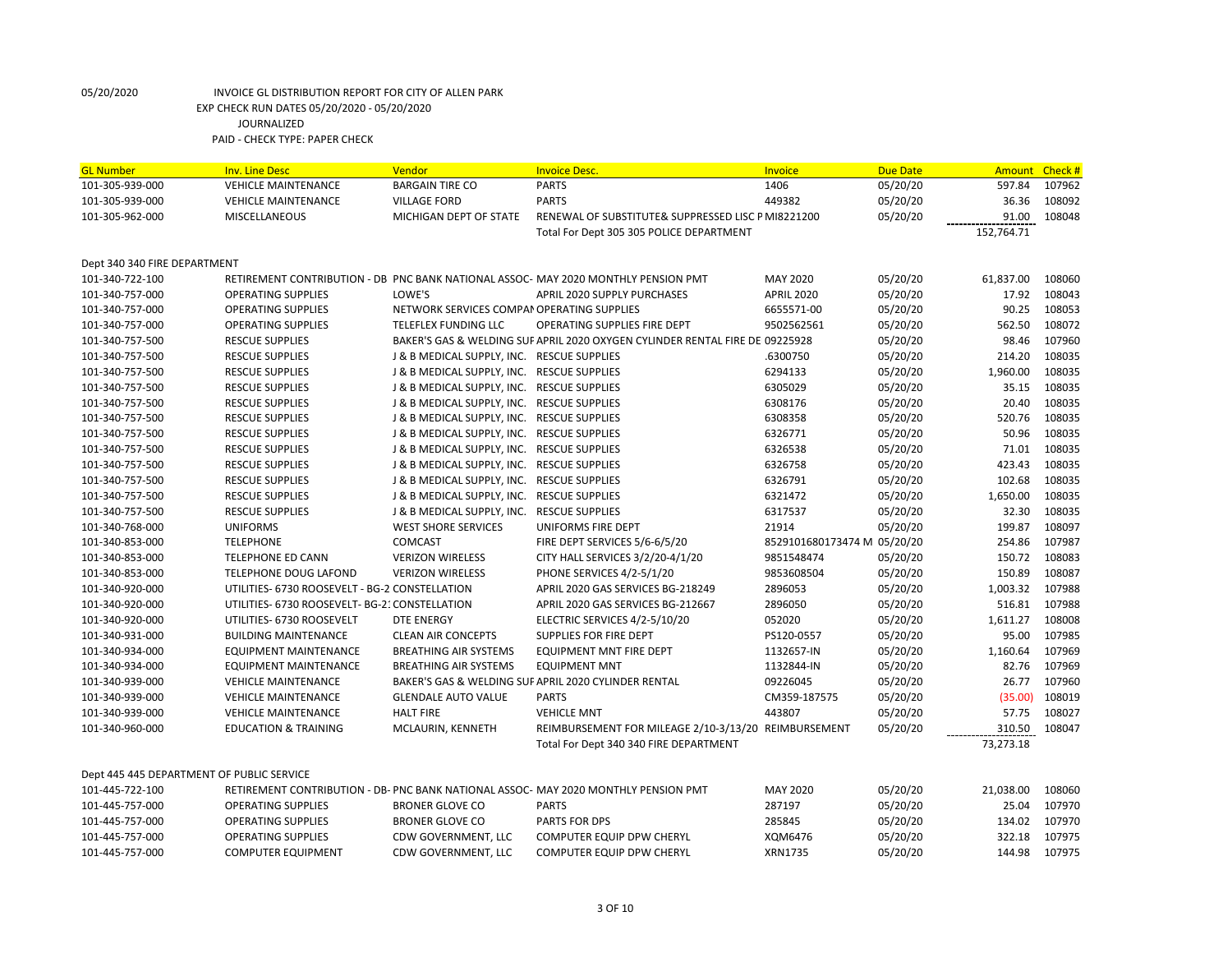05/20/2020 INVOICE GL DISTRIBUTION REPORT FOR CITY OF ALLEN PARK

EXP CHECK RUN DATES 05/20/2020 - 05/20/2020

JOURNALIZED

PAID - CHECK TYPE: PAPER CHECK

| GL Number | Inv. Line Desc | Vendor | Invoice Desc. | Invoice | Due Date | Amount | Check # |
|---|---|---|---|---|---|---|---|
| 101-305-939-000 | VEHICLE MAINTENANCE | BARGAIN TIRE CO | PARTS | 1406 | 05/20/20 | 597.84 | 107962 |
| 101-305-939-000 | VEHICLE MAINTENANCE | VILLAGE FORD | PARTS | 449382 | 05/20/20 | 36.36 | 108092 |
| 101-305-962-000 | MISCELLANEOUS | MICHIGAN DEPT OF STATE | RENEWAL OF SUBSTITUTE& SUPPRESSED LISC P | MI8221200 | 05/20/20 | 91.00 | 108048 |
| | | | Total For Dept 305 305 POLICE DEPARTMENT | | | 152,764.71 | |
| Dept 340 340 FIRE DEPARTMENT | | | | | | | |
| 101-340-722-100 | RETIREMENT CONTRIBUTION - DB | PNC BANK NATIONAL ASSOC- | MAY 2020 MONTHLY PENSION PMT | MAY 2020 | 05/20/20 | 61,837.00 | 108060 |
| 101-340-757-000 | OPERATING SUPPLIES | LOWE'S | APRIL 2020 SUPPLY PURCHASES | APRIL 2020 | 05/20/20 | 17.92 | 108043 |
| 101-340-757-000 | OPERATING SUPPLIES | NETWORK SERVICES COMPAN | OPERATING SUPPLIES | 6655571-00 | 05/20/20 | 90.25 | 108053 |
| 101-340-757-000 | OPERATING SUPPLIES | TELEFLEX FUNDING LLC | OPERATING SUPPLIES FIRE DEPT | 9502562561 | 05/20/20 | 562.50 | 108072 |
| 101-340-757-500 | RESCUE SUPPLIES | BAKER'S GAS & WELDING SUF | APRIL 2020 OXYGEN CYLINDER RENTAL FIRE DE | 09225928 | 05/20/20 | 98.46 | 107960 |
| 101-340-757-500 | RESCUE SUPPLIES | J & B MEDICAL SUPPLY, INC. | RESCUE SUPPLIES | .6300750 | 05/20/20 | 214.20 | 108035 |
| 101-340-757-500 | RESCUE SUPPLIES | J & B MEDICAL SUPPLY, INC. | RESCUE SUPPLIES | 6294133 | 05/20/20 | 1,960.00 | 108035 |
| 101-340-757-500 | RESCUE SUPPLIES | J & B MEDICAL SUPPLY, INC. | RESCUE SUPPLIES | 6305029 | 05/20/20 | 35.15 | 108035 |
| 101-340-757-500 | RESCUE SUPPLIES | J & B MEDICAL SUPPLY, INC. | RESCUE SUPPLIES | 6308176 | 05/20/20 | 20.40 | 108035 |
| 101-340-757-500 | RESCUE SUPPLIES | J & B MEDICAL SUPPLY, INC. | RESCUE SUPPLIES | 6308358 | 05/20/20 | 520.76 | 108035 |
| 101-340-757-500 | RESCUE SUPPLIES | J & B MEDICAL SUPPLY, INC. | RESCUE SUPPLIES | 6326771 | 05/20/20 | 50.96 | 108035 |
| 101-340-757-500 | RESCUE SUPPLIES | J & B MEDICAL SUPPLY, INC. | RESCUE SUPPLIES | 6326538 | 05/20/20 | 71.01 | 108035 |
| 101-340-757-500 | RESCUE SUPPLIES | J & B MEDICAL SUPPLY, INC. | RESCUE SUPPLIES | 6326758 | 05/20/20 | 423.43 | 108035 |
| 101-340-757-500 | RESCUE SUPPLIES | J & B MEDICAL SUPPLY, INC. | RESCUE SUPPLIES | 6326791 | 05/20/20 | 102.68 | 108035 |
| 101-340-757-500 | RESCUE SUPPLIES | J & B MEDICAL SUPPLY, INC. | RESCUE SUPPLIES | 6321472 | 05/20/20 | 1,650.00 | 108035 |
| 101-340-757-500 | RESCUE SUPPLIES | J & B MEDICAL SUPPLY, INC. | RESCUE SUPPLIES | 6317537 | 05/20/20 | 32.30 | 108035 |
| 101-340-768-000 | UNIFORMS | WEST SHORE SERVICES | UNIFORMS FIRE DEPT | 21914 | 05/20/20 | 199.87 | 108097 |
| 101-340-853-000 | TELEPHONE | COMCAST | FIRE DEPT SERVICES 5/6-6/5/20 | 8529101680173474 M | 05/20/20 | 254.86 | 107987 |
| 101-340-853-000 | TELEPHONE ED CANN | VERIZON WIRELESS | CITY HALL SERVICES 3/2/20-4/1/20 | 9851548474 | 05/20/20 | 150.72 | 108083 |
| 101-340-853-000 | TELEPHONE DOUG LAFOND | VERIZON WIRELESS | PHONE SERVICES 4/2-5/1/20 | 9853608504 | 05/20/20 | 150.89 | 108087 |
| 101-340-920-000 | UTILITIES- 6730 ROOSEVELT - BG-2 | CONSTELLATION | APRIL 2020 GAS SERVICES BG-218249 | 2896053 | 05/20/20 | 1,003.32 | 107988 |
| 101-340-920-000 | UTILITIES- 6730 ROOSEVELT- BG-2 | CONSTELLATION | APRIL 2020 GAS SERVICES BG-212667 | 2896050 | 05/20/20 | 516.81 | 107988 |
| 101-340-920-000 | UTILITIES- 6730 ROOSEVELT | DTE ENERGY | ELECTRIC SERVICES 4/2-5/10/20 | 052020 | 05/20/20 | 1,611.27 | 108008 |
| 101-340-931-000 | BUILDING MAINTENANCE | CLEAN AIR CONCEPTS | SUPPLIES FOR FIRE DEPT | PS120-0557 | 05/20/20 | 95.00 | 107985 |
| 101-340-934-000 | EQUIPMENT MAINTENANCE | BREATHING AIR SYSTEMS | EQUIPMENT MNT FIRE DEPT | 1132657-IN | 05/20/20 | 1,160.64 | 107969 |
| 101-340-934-000 | EQUIPMENT MAINTENANCE | BREATHING AIR SYSTEMS | EQUIPMENT MNT | 1132844-IN | 05/20/20 | 82.76 | 107969 |
| 101-340-939-000 | VEHICLE MAINTENANCE | BAKER'S GAS & WELDING SUF | APRIL 2020 CYLINDER RENTAL | 09226045 | 05/20/20 | 26.77 | 107960 |
| 101-340-939-000 | VEHICLE MAINTENANCE | GLENDALE AUTO VALUE | PARTS | CM359-187575 | 05/20/20 | (35.00) | 108019 |
| 101-340-939-000 | VEHICLE MAINTENANCE | HALT FIRE | VEHICLE MNT | 443807 | 05/20/20 | 57.75 | 108027 |
| 101-340-960-000 | EDUCATION & TRAINING | MCLAURIN, KENNETH | REIMBURSEMENT FOR MILEAGE 2/10-3/13/20 | REIMBURSEMENT | 05/20/20 | 310.50 | 108047 |
| | | | Total For Dept 340 340 FIRE DEPARTMENT | | | 73,273.18 | |
| Dept 445 445 DEPARTMENT OF PUBLIC SERVICE | | | | | | | |
| 101-445-722-100 | RETIREMENT CONTRIBUTION - DB- | PNC BANK NATIONAL ASSOC- | MAY 2020 MONTHLY PENSION PMT | MAY 2020 | 05/20/20 | 21,038.00 | 108060 |
| 101-445-757-000 | OPERATING SUPPLIES | BRONER GLOVE CO | PARTS | 287197 | 05/20/20 | 25.04 | 107970 |
| 101-445-757-000 | OPERATING SUPPLIES | BRONER GLOVE CO | PARTS FOR DPS | 285845 | 05/20/20 | 134.02 | 107970 |
| 101-445-757-000 | OPERATING SUPPLIES | CDW GOVERNMENT, LLC | COMPUTER EQUIP DPW CHERYL | XQM6476 | 05/20/20 | 322.18 | 107975 |
| 101-445-757-000 | COMPUTER EQUIPMENT | CDW GOVERNMENT, LLC | COMPUTER EQUIP DPW CHERYL | XRN1735 | 05/20/20 | 144.98 | 107975 |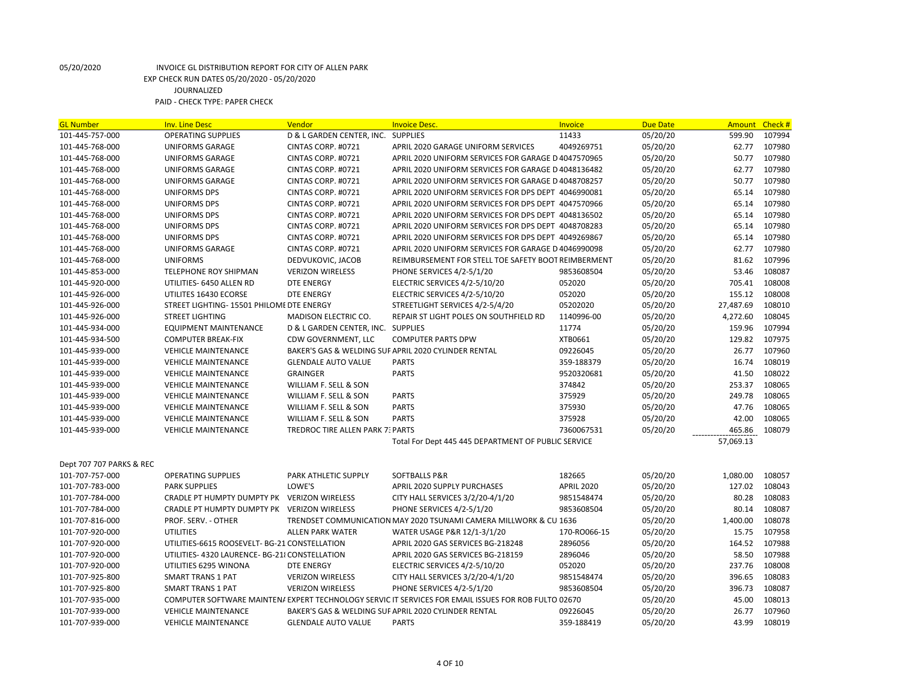05/20/2020 INVOICE GL DISTRIBUTION REPORT FOR CITY OF ALLEN PARK
EXP CHECK RUN DATES 05/20/2020 - 05/20/2020
JOURNALIZED
PAID - CHECK TYPE: PAPER CHECK

| GL Number | Inv. Line Desc | Vendor | Invoice Desc. | Invoice | Due Date | Amount | Check # |
|---|---|---|---|---|---|---|---|
| 101-445-757-000 | OPERATING SUPPLIES | D & L GARDEN CENTER, INC. | SUPPLIES | 11433 | 05/20/20 | 599.90 | 107994 |
| 101-445-768-000 | UNIFORMS GARAGE | CINTAS CORP. #0721 | APRIL 2020 GARAGE UNIFORM SERVICES | 4049269751 | 05/20/20 | 62.77 | 107980 |
| 101-445-768-000 | UNIFORMS GARAGE | CINTAS CORP. #0721 | APRIL 2020 UNIFORM SERVICES FOR GARAGE D | 4047570965 | 05/20/20 | 50.77 | 107980 |
| 101-445-768-000 | UNIFORMS GARAGE | CINTAS CORP. #0721 | APRIL 2020 UNIFORM SERVICES FOR GARAGE D | 4048136482 | 05/20/20 | 62.77 | 107980 |
| 101-445-768-000 | UNIFORMS GARAGE | CINTAS CORP. #0721 | APRIL 2020 UNIFORM SERVICES FOR GARAGE D | 4048708257 | 05/20/20 | 50.77 | 107980 |
| 101-445-768-000 | UNIFORMS DPS | CINTAS CORP. #0721 | APRIL 2020 UNIFORM SERVICES FOR DPS DEPT | 4046990081 | 05/20/20 | 65.14 | 107980 |
| 101-445-768-000 | UNIFORMS DPS | CINTAS CORP. #0721 | APRIL 2020 UNIFORM SERVICES FOR DPS DEPT | 4047570966 | 05/20/20 | 65.14 | 107980 |
| 101-445-768-000 | UNIFORMS DPS | CINTAS CORP. #0721 | APRIL 2020 UNIFORM SERVICES FOR DPS DEPT | 4048136502 | 05/20/20 | 65.14 | 107980 |
| 101-445-768-000 | UNIFORMS DPS | CINTAS CORP. #0721 | APRIL 2020 UNIFORM SERVICES FOR DPS DEPT | 4048708283 | 05/20/20 | 65.14 | 107980 |
| 101-445-768-000 | UNIFORMS DPS | CINTAS CORP. #0721 | APRIL 2020 UNIFORM SERVICES FOR DPS DEPT | 4049269867 | 05/20/20 | 65.14 | 107980 |
| 101-445-768-000 | UNIFORMS GARAGE | CINTAS CORP. #0721 | APRIL 2020 UNIFORM SERVICES FOR GARAGE D | 4046990098 | 05/20/20 | 62.77 | 107980 |
| 101-445-768-000 | UNIFORMS | DEDVUKOVIC, JACOB | REIMBURSEMENT FOR STELL TOE SAFETY BOOT | REIMBERMENT | 05/20/20 | 81.62 | 107996 |
| 101-445-853-000 | TELEPHONE ROY SHIPMAN | VERIZON WIRELESS | PHONE SERVICES 4/2-5/1/20 | 9853608504 | 05/20/20 | 53.46 | 108087 |
| 101-445-920-000 | UTILITIES- 6450 ALLEN RD | DTE ENERGY | ELECTRIC SERVICES 4/2-5/10/20 | 052020 | 05/20/20 | 705.41 | 108008 |
| 101-445-926-000 | UTILITES 16430 ECORSE | DTE ENERGY | ELECTRIC SERVICES 4/2-5/10/20 | 052020 | 05/20/20 | 155.12 | 108008 |
| 101-445-926-000 | STREET LIGHTING- 15501 PHILOME | DTE ENERGY | STREETLIGHT SERVICES 4/2-5/4/20 | 05202020 | 05/20/20 | 27,487.69 | 108010 |
| 101-445-926-000 | STREET LIGHTING | MADISON ELECTRIC CO. | REPAIR ST LIGHT POLES ON SOUTHFIELD RD | 1140996-00 | 05/20/20 | 4,272.60 | 108045 |
| 101-445-934-000 | EQUIPMENT MAINTENANCE | D & L GARDEN CENTER, INC. | SUPPLIES | 11774 | 05/20/20 | 159.96 | 107994 |
| 101-445-934-500 | COMPUTER BREAK-FIX | CDW GOVERNMENT, LLC | COMPUTER PARTS DPW | XTB0661 | 05/20/20 | 129.82 | 107975 |
| 101-445-939-000 | VEHICLE MAINTENANCE | BAKER'S GAS & WELDING SUF | APRIL 2020 CYLINDER RENTAL | 09226045 | 05/20/20 | 26.77 | 107960 |
| 101-445-939-000 | VEHICLE MAINTENANCE | GLENDALE AUTO VALUE | PARTS | 359-188379 | 05/20/20 | 16.74 | 108019 |
| 101-445-939-000 | VEHICLE MAINTENANCE | GRAINGER | PARTS | 9520320681 | 05/20/20 | 41.50 | 108022 |
| 101-445-939-000 | VEHICLE MAINTENANCE | WILLIAM F. SELL & SON | | 374842 | 05/20/20 | 253.37 | 108065 |
| 101-445-939-000 | VEHICLE MAINTENANCE | WILLIAM F. SELL & SON | PARTS | 375929 | 05/20/20 | 249.78 | 108065 |
| 101-445-939-000 | VEHICLE MAINTENANCE | WILLIAM F. SELL & SON | PARTS | 375930 | 05/20/20 | 47.76 | 108065 |
| 101-445-939-000 | VEHICLE MAINTENANCE | WILLIAM F. SELL & SON | PARTS | 375928 | 05/20/20 | 42.00 | 108065 |
| 101-445-939-000 | VEHICLE MAINTENANCE | TREDROC TIRE ALLEN PARK 7 | PARTS | 7360067531 | 05/20/20 | 465.86 | 108079 |
| | | | Total For Dept 445 445 DEPARTMENT OF PUBLIC SERVICE | | | 57,069.13 | |
| Dept 707 707 PARKS & REC | | | | | | | |
| 101-707-757-000 | OPERATING SUPPLIES | PARK ATHLETIC SUPPLY | SOFTBALLS P&R | 182665 | 05/20/20 | 1,080.00 | 108057 |
| 101-707-783-000 | PARK SUPPLIES | LOWE'S | APRIL 2020 SUPPLY PURCHASES | APRIL 2020 | 05/20/20 | 127.02 | 108043 |
| 101-707-784-000 | CRADLE PT HUMPTY DUMPTY PK | VERIZON WIRELESS | CITY HALL SERVICES 3/2/20-4/1/20 | 9851548474 | 05/20/20 | 80.28 | 108083 |
| 101-707-784-000 | CRADLE PT HUMPTY DUMPTY PK | VERIZON WIRELESS | PHONE SERVICES 4/2-5/1/20 | 9853608504 | 05/20/20 | 80.14 | 108087 |
| 101-707-816-000 | PROF. SERV. - OTHER | TRENDSET COMMUNICATION | MAY 2020 TSUNAMI CAMERA MILLWORK & CU | 1636 | 05/20/20 | 1,400.00 | 108078 |
| 101-707-920-000 | UTILITIES | ALLEN PARK WATER | WATER USAGE P&R 12/1-3/1/20 | 170-RO066-15 | 05/20/20 | 15.75 | 107958 |
| 101-707-920-000 | UTILITIES-6615 ROOSEVELT- BG-21 | CONSTELLATION | APRIL 2020 GAS SERVICES BG-218248 | 2896056 | 05/20/20 | 164.52 | 107988 |
| 101-707-920-000 | UTILITIES- 4320 LAURENCE- BG-21 | CONSTELLATION | APRIL 2020 GAS SERVICES BG-218159 | 2896046 | 05/20/20 | 58.50 | 107988 |
| 101-707-920-000 | UTILITIES 6295 WINONA | DTE ENERGY | ELECTRIC SERVICES 4/2-5/10/20 | 052020 | 05/20/20 | 237.76 | 108008 |
| 101-707-925-800 | SMART TRANS 1 PAT | VERIZON WIRELESS | CITY HALL SERVICES 3/2/20-4/1/20 | 9851548474 | 05/20/20 | 396.65 | 108083 |
| 101-707-925-800 | SMART TRANS 1 PAT | VERIZON WIRELESS | PHONE SERVICES 4/2-5/1/20 | 9853608504 | 05/20/20 | 396.73 | 108087 |
| 101-707-935-000 | COMPUTER SOFTWARE MAINTEN | EXPERT TECHNOLOGY SERVIC | IT SERVICES FOR EMAIL ISSUES FOR ROB FULTO | 02670 | 05/20/20 | 45.00 | 108013 |
| 101-707-939-000 | VEHICLE MAINTENANCE | BAKER'S GAS & WELDING SUF | APRIL 2020 CYLINDER RENTAL | 09226045 | 05/20/20 | 26.77 | 107960 |
| 101-707-939-000 | VEHICLE MAINTENANCE | GLENDALE AUTO VALUE | PARTS | 359-188419 | 05/20/20 | 43.99 | 108019 |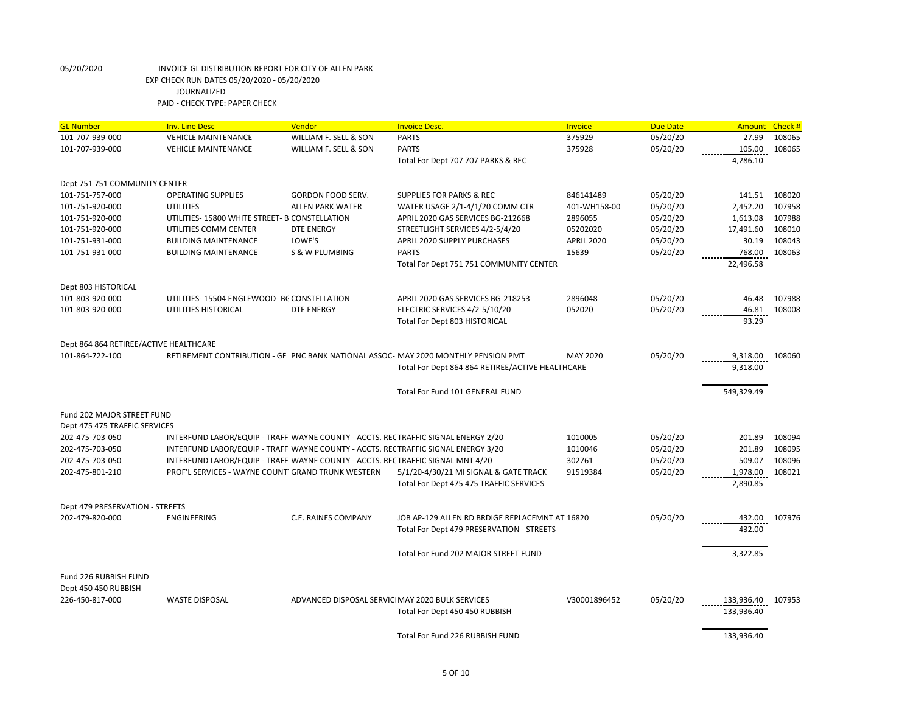05/20/2020 INVOICE GL DISTRIBUTION REPORT FOR CITY OF ALLEN PARK

EXP CHECK RUN DATES 05/20/2020 - 05/20/2020

JOURNALIZED

PAID - CHECK TYPE: PAPER CHECK

| GL Number | Inv. Line Desc | Vendor | Invoice Desc. | Invoice | Due Date | Amount | Check # |
|---|---|---|---|---|---|---|---|
| 101-707-939-000 | VEHICLE MAINTENANCE | WILLIAM F. SELL & SON | PARTS | 375929 | 05/20/20 | 27.99 | 108065 |
| 101-707-939-000 | VEHICLE MAINTENANCE | WILLIAM F. SELL & SON | PARTS | 375928 | 05/20/20 | 105.00 | 108065 |
| | | | Total For Dept 707 707 PARKS & REC | | | 4,286.10 | |
| Dept 751 751 COMMUNITY CENTER | | | | | | | |
| 101-751-757-000 | OPERATING SUPPLIES | GORDON FOOD SERV. | SUPPLIES FOR PARKS & REC | 846141489 | 05/20/20 | 141.51 | 108020 |
| 101-751-920-000 | UTILITIES | ALLEN PARK WATER | WATER USAGE 2/1-4/1/20 COMM CTR | 401-WH158-00 | 05/20/20 | 2,452.20 | 107958 |
| 101-751-920-000 | UTILITIES- 15800 WHITE STREET- B | CONSTELLATION | APRIL 2020 GAS SERVICES BG-212668 | 2896055 | 05/20/20 | 1,613.08 | 107988 |
| 101-751-920-000 | UTILITIES COMM CENTER | DTE ENERGY | STREETLIGHT SERVICES 4/2-5/4/20 | 05202020 | 05/20/20 | 17,491.60 | 108010 |
| 101-751-931-000 | BUILDING MAINTENANCE | LOWE'S | APRIL 2020 SUPPLY PURCHASES | APRIL 2020 | 05/20/20 | 30.19 | 108043 |
| 101-751-931-000 | BUILDING MAINTENANCE | S & W PLUMBING | PARTS | 15639 | 05/20/20 | 768.00 | 108063 |
| | | | Total For Dept 751 751 COMMUNITY CENTER | | | 22,496.58 | |
| Dept 803 HISTORICAL | | | | | | | |
| 101-803-920-000 | UTILITIES- 15504 ENGLEWOOD- BG | CONSTELLATION | APRIL 2020 GAS SERVICES BG-218253 | 2896048 | 05/20/20 | 46.48 | 107988 |
| 101-803-920-000 | UTILITIES HISTORICAL | DTE ENERGY | ELECTRIC SERVICES 4/2-5/10/20 | 052020 | 05/20/20 | 46.81 | 108008 |
| | | | Total For Dept 803 HISTORICAL | | | 93.29 | |
| Dept 864 864 RETIREE/ACTIVE HEALTHCARE | | | | | | | |
| 101-864-722-100 | RETIREMENT CONTRIBUTION - GF | PNC BANK NATIONAL ASSOC- | MAY 2020 MONTHLY PENSION PMT | MAY 2020 | 05/20/20 | 9,318.00 | 108060 |
| | | | Total For Dept 864 864 RETIREE/ACTIVE HEALTHCARE | | | 9,318.00 | |
| | | | Total For Fund 101 GENERAL FUND | | | 549,329.49 | |
| Fund 202 MAJOR STREET FUND | | | | | | | |
| Dept 475 475 TRAFFIC SERVICES | | | | | | | |
| 202-475-703-050 | INTERFUND LABOR/EQUIP - TRAFF | WAYNE COUNTY - ACCTS. REC | TRAFFIC SIGNAL ENERGY 2/20 | 1010005 | 05/20/20 | 201.89 | 108094 |
| 202-475-703-050 | INTERFUND LABOR/EQUIP - TRAFF | WAYNE COUNTY - ACCTS. REC | TRAFFIC SIGNAL ENERGY 3/20 | 1010046 | 05/20/20 | 201.89 | 108095 |
| 202-475-703-050 | INTERFUND LABOR/EQUIP - TRAFF | WAYNE COUNTY - ACCTS. REC | TRAFFIC SIGNAL MNT 4/20 | 302761 | 05/20/20 | 509.07 | 108096 |
| 202-475-801-210 | PROF'L SERVICES - WAYNE COUNT | GRAND TRUNK WESTERN | 5/1/20-4/30/21 MI SIGNAL & GATE TRACK | 91519384 | 05/20/20 | 1,978.00 | 108021 |
| | | | Total For Dept 475 475 TRAFFIC SERVICES | | | 2,890.85 | |
| Dept 479 PRESERVATION - STREETS | | | | | | | |
| 202-479-820-000 | ENGINEERING | C.E. RAINES COMPANY | JOB AP-129 ALLEN RD BRDIGE REPLACEMNT AT | 16820 | 05/20/20 | 432.00 | 107976 |
| | | | Total For Dept 479 PRESERVATION - STREETS | | | 432.00 | |
| | | | Total For Fund 202 MAJOR STREET FUND | | | 3,322.85 | |
| Fund 226 RUBBISH FUND | | | | | | | |
| Dept 450 450 RUBBISH | | | | | | | |
| 226-450-817-000 | WASTE DISPOSAL | ADVANCED DISPOSAL SERVIC | MAY 2020 BULK SERVICES | V30001896452 | 05/20/20 | 133,936.40 | 107953 |
| | | | Total For Dept 450 450 RUBBISH | | | 133,936.40 | |
| | | | Total For Fund 226 RUBBISH FUND | | | 133,936.40 | |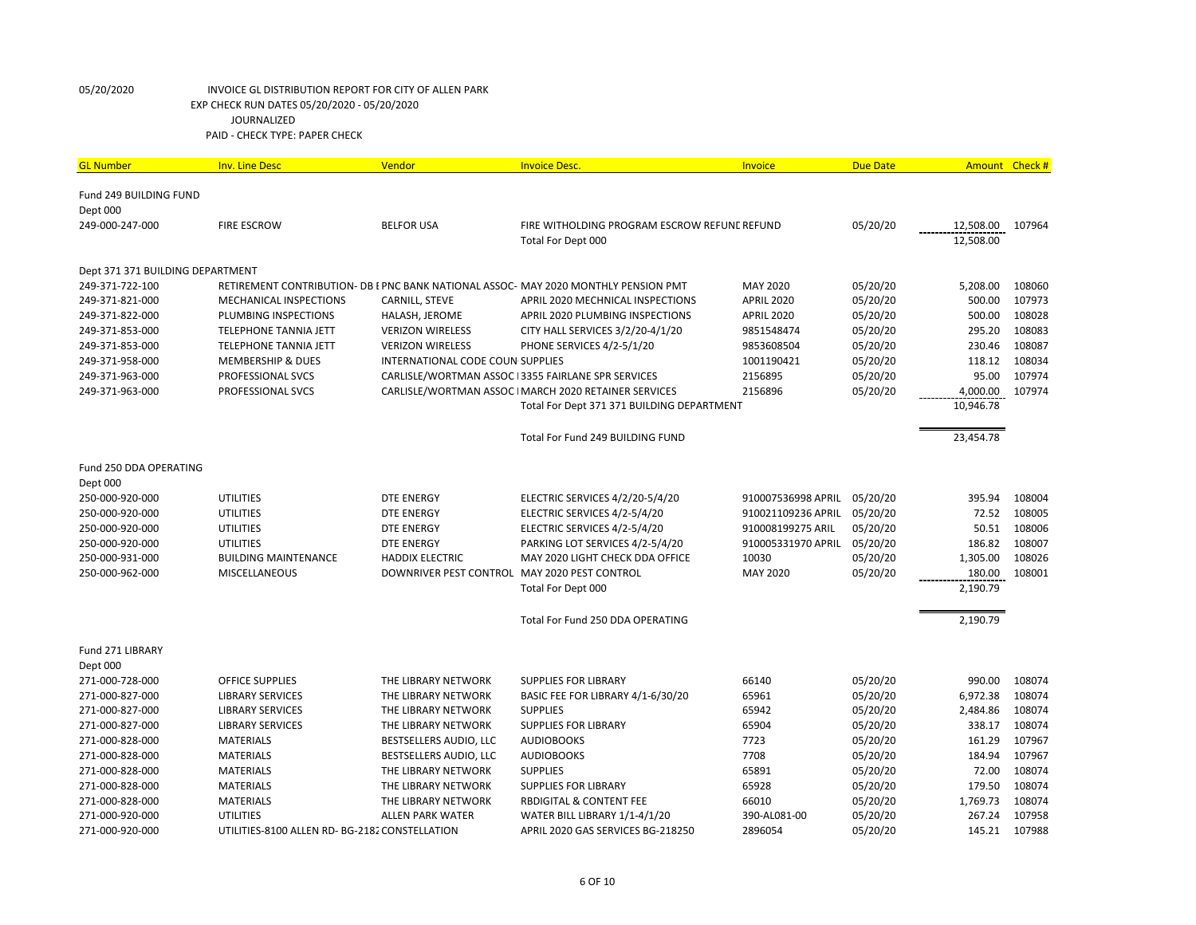05/20/2020 INVOICE GL DISTRIBUTION REPORT FOR CITY OF ALLEN PARK
EXP CHECK RUN DATES 05/20/2020 - 05/20/2020
JOURNALIZED
PAID - CHECK TYPE: PAPER CHECK

| GL Number | Inv. Line Desc | Vendor | Invoice Desc. | Invoice | Due Date | Amount | Check # |
|---|---|---|---|---|---|---|---|
| Fund 249 BUILDING FUND | | | | | | | |
| Dept 000 | | | | | | | |
| 249-000-247-000 | FIRE ESCROW | BELFOR USA | FIRE WITHOLDING PROGRAM ESCROW REFUND | REFUND | 05/20/20 | 12,508.00 | 107964 |
| | | | Total For Dept 000 | | | 12,508.00 | |
| Dept 371 371 BUILDING DEPARTMENT | | | | | | | |
| 249-371-722-100 | RETIREMENT CONTRIBUTION- DB F | PNC BANK NATIONAL ASSOC- | MAY 2020 MONTHLY PENSION PMT | MAY 2020 | 05/20/20 | 5,208.00 | 108060 |
| 249-371-821-000 | MECHANICAL INSPECTIONS | CARNILL, STEVE | APRIL 2020 MECHNICAL INSPECTIONS | APRIL 2020 | 05/20/20 | 500.00 | 107973 |
| 249-371-822-000 | PLUMBING INSPECTIONS | HALASH, JEROME | APRIL 2020 PLUMBING INSPECTIONS | APRIL 2020 | 05/20/20 | 500.00 | 108028 |
| 249-371-853-000 | TELEPHONE TANNIA JETT | VERIZON WIRELESS | CITY HALL SERVICES 3/2/20-4/1/20 | 9851548474 | 05/20/20 | 295.20 | 108083 |
| 249-371-853-000 | TELEPHONE TANNIA JETT | VERIZON WIRELESS | PHONE SERVICES 4/2-5/1/20 | 9853608504 | 05/20/20 | 230.46 | 108087 |
| 249-371-958-000 | MEMBERSHIP & DUES | INTERNATIONAL CODE COUN | SUPPLIES | 1001190421 | 05/20/20 | 118.12 | 108034 |
| 249-371-963-000 | PROFESSIONAL SVCS | CARLISLE/WORTMAN ASSOC I | 3355 FAIRLANE SPR SERVICES | 2156895 | 05/20/20 | 95.00 | 107974 |
| 249-371-963-000 | PROFESSIONAL SVCS | CARLISLE/WORTMAN ASSOC I | MARCH 2020 RETAINER SERVICES | 2156896 | 05/20/20 | 4,000.00 | 107974 |
| | | | Total For Dept 371 371 BUILDING DEPARTMENT | | | 10,946.78 | |
| | | | Total For Fund 249 BUILDING FUND | | | 23,454.78 | |
| Fund 250 DDA OPERATING | | | | | | | |
| Dept 000 | | | | | | | |
| 250-000-920-000 | UTILITIES | DTE ENERGY | ELECTRIC SERVICES 4/2/20-5/4/20 | 910007536998 APRIL | 05/20/20 | 395.94 | 108004 |
| 250-000-920-000 | UTILITIES | DTE ENERGY | ELECTRIC SERVICES 4/2-5/4/20 | 910021109236 APRIL | 05/20/20 | 72.52 | 108005 |
| 250-000-920-000 | UTILITIES | DTE ENERGY | ELECTRIC SERVICES 4/2-5/4/20 | 910008199275 ARIL | 05/20/20 | 50.51 | 108006 |
| 250-000-920-000 | UTILITIES | DTE ENERGY | PARKING LOT SERVICES 4/2-5/4/20 | 910005331970 APRIL | 05/20/20 | 186.82 | 108007 |
| 250-000-931-000 | BUILDING MAINTENANCE | HADDIX ELECTRIC | MAY 2020 LIGHT CHECK DDA OFFICE | 10030 | 05/20/20 | 1,305.00 | 108026 |
| 250-000-962-000 | MISCELLANEOUS | DOWNRIVER PEST CONTROL | MAY 2020 PEST CONTROL | MAY 2020 | 05/20/20 | 180.00 | 108001 |
| | | | Total For Dept 000 | | | 2,190.79 | |
| | | | Total For Fund 250 DDA OPERATING | | | 2,190.79 | |
| Fund 271 LIBRARY | | | | | | | |
| Dept 000 | | | | | | | |
| 271-000-728-000 | OFFICE SUPPLIES | THE LIBRARY NETWORK | SUPPLIES FOR LIBRARY | 66140 | 05/20/20 | 990.00 | 108074 |
| 271-000-827-000 | LIBRARY SERVICES | THE LIBRARY NETWORK | BASIC FEE FOR LIBRARY 4/1-6/30/20 | 65961 | 05/20/20 | 6,972.38 | 108074 |
| 271-000-827-000 | LIBRARY SERVICES | THE LIBRARY NETWORK | SUPPLIES | 65942 | 05/20/20 | 2,484.86 | 108074 |
| 271-000-827-000 | LIBRARY SERVICES | THE LIBRARY NETWORK | SUPPLIES FOR LIBRARY | 65904 | 05/20/20 | 338.17 | 108074 |
| 271-000-828-000 | MATERIALS | BESTSELLERS AUDIO, LLC | AUDIOBOOKS | 7723 | 05/20/20 | 161.29 | 107967 |
| 271-000-828-000 | MATERIALS | BESTSELLERS AUDIO, LLC | AUDIOBOOKS | 7708 | 05/20/20 | 184.94 | 107967 |
| 271-000-828-000 | MATERIALS | THE LIBRARY NETWORK | SUPPLIES | 65891 | 05/20/20 | 72.00 | 108074 |
| 271-000-828-000 | MATERIALS | THE LIBRARY NETWORK | SUPPLIES FOR LIBRARY | 65928 | 05/20/20 | 179.50 | 108074 |
| 271-000-828-000 | MATERIALS | THE LIBRARY NETWORK | RBDIGITAL & CONTENT FEE | 66010 | 05/20/20 | 1,769.73 | 108074 |
| 271-000-920-000 | UTILITIES | ALLEN PARK WATER | WATER BILL LIBRARY 1/1-4/1/20 | 390-AL081-00 | 05/20/20 | 267.24 | 107958 |
| 271-000-920-000 | UTILITIES-8100 ALLEN RD- BG-2182 | CONSTELLATION | APRIL 2020 GAS SERVICES BG-218250 | 2896054 | 05/20/20 | 145.21 | 107988 |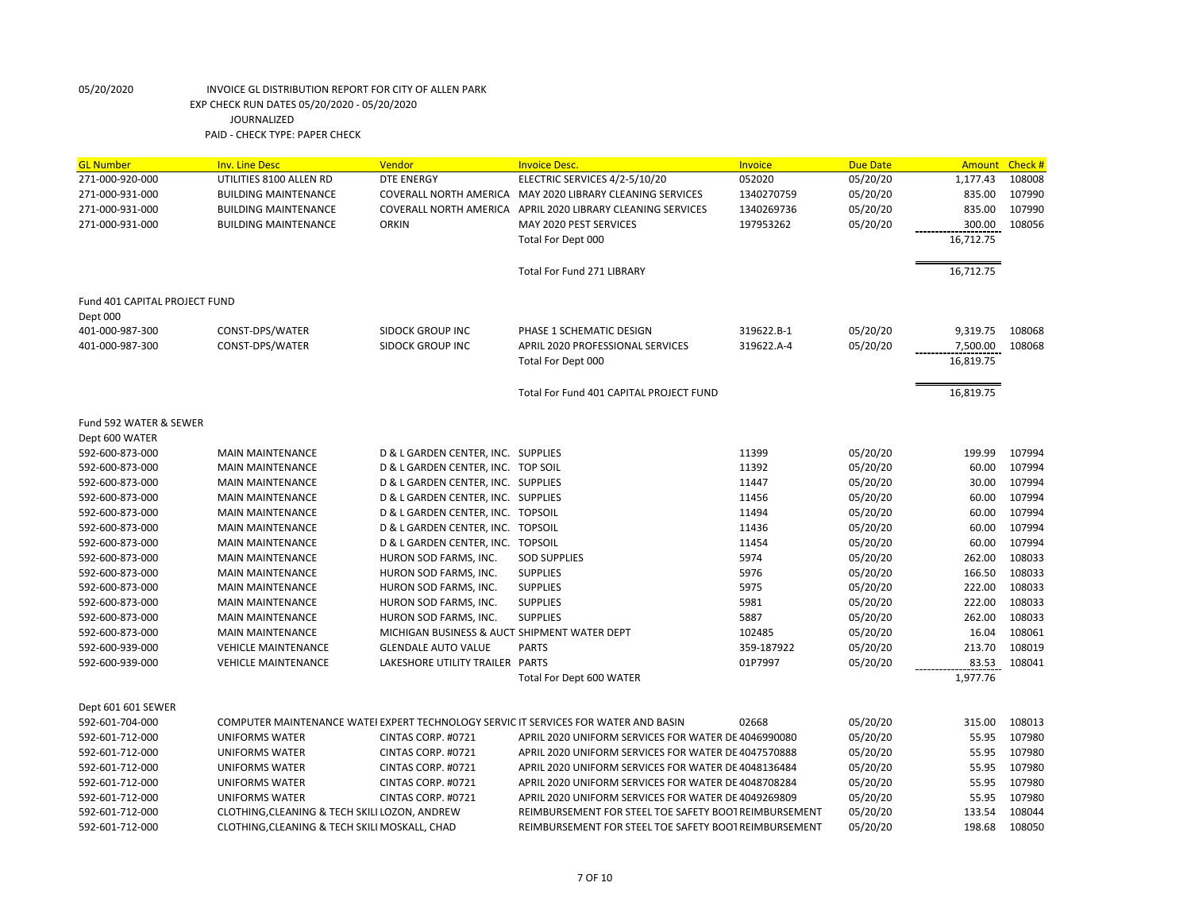05/20/2020 INVOICE GL DISTRIBUTION REPORT FOR CITY OF ALLEN PARK
EXP CHECK RUN DATES 05/20/2020 - 05/20/2020
JOURNALIZED
PAID - CHECK TYPE: PAPER CHECK

| GL Number | Inv. Line Desc | Vendor | Invoice Desc. | Invoice | Due Date | Amount | Check # |
|---|---|---|---|---|---|---|---|
| 271-000-920-000 | UTILITIES 8100 ALLEN RD | DTE ENERGY | ELECTRIC SERVICES 4/2-5/10/20 | 052020 | 05/20/20 | 1,177.43 | 108008 |
| 271-000-931-000 | BUILDING MAINTENANCE | COVERALL NORTH AMERICA | MAY 2020 LIBRARY CLEANING SERVICES | 1340270759 | 05/20/20 | 835.00 | 107990 |
| 271-000-931-000 | BUILDING MAINTENANCE | COVERALL NORTH AMERICA | APRIL 2020 LIBRARY CLEANING SERVICES | 1340269736 | 05/20/20 | 835.00 | 107990 |
| 271-000-931-000 | BUILDING MAINTENANCE | ORKIN | MAY 2020 PEST SERVICES | 197953262 | 05/20/20 | 300.00 | 108056 |
| | | | Total For Dept 000 | | | 16,712.75 | |
| | | | Total For Fund 271 LIBRARY | | | 16,712.75 | |
| Fund 401 CAPITAL PROJECT FUND | | | | | | | |
| Dept 000 | | | | | | | |
| 401-000-987-300 | CONST-DPS/WATER | SIDOCK GROUP INC | PHASE 1 SCHEMATIC DESIGN | 319622.B-1 | 05/20/20 | 9,319.75 | 108068 |
| 401-000-987-300 | CONST-DPS/WATER | SIDOCK GROUP INC | APRIL 2020 PROFESSIONAL SERVICES | 319622.A-4 | 05/20/20 | 7,500.00 | 108068 |
| | | | Total For Dept 000 | | | 16,819.75 | |
| | | | Total For Fund 401 CAPITAL PROJECT FUND | | | 16,819.75 | |
| Fund 592 WATER & SEWER | | | | | | | |
| Dept 600 WATER | | | | | | | |
| 592-600-873-000 | MAIN MAINTENANCE | D & L GARDEN CENTER, INC. | SUPPLIES | 11399 | 05/20/20 | 199.99 | 107994 |
| 592-600-873-000 | MAIN MAINTENANCE | D & L GARDEN CENTER, INC. | TOP SOIL | 11392 | 05/20/20 | 60.00 | 107994 |
| 592-600-873-000 | MAIN MAINTENANCE | D & L GARDEN CENTER, INC. | SUPPLIES | 11447 | 05/20/20 | 30.00 | 107994 |
| 592-600-873-000 | MAIN MAINTENANCE | D & L GARDEN CENTER, INC. | SUPPLIES | 11456 | 05/20/20 | 60.00 | 107994 |
| 592-600-873-000 | MAIN MAINTENANCE | D & L GARDEN CENTER, INC. | TOPSOIL | 11494 | 05/20/20 | 60.00 | 107994 |
| 592-600-873-000 | MAIN MAINTENANCE | D & L GARDEN CENTER, INC. | TOPSOIL | 11436 | 05/20/20 | 60.00 | 107994 |
| 592-600-873-000 | MAIN MAINTENANCE | D & L GARDEN CENTER, INC. | TOPSOIL | 11454 | 05/20/20 | 60.00 | 107994 |
| 592-600-873-000 | MAIN MAINTENANCE | HURON SOD FARMS, INC. | SOD SUPPLIES | 5974 | 05/20/20 | 262.00 | 108033 |
| 592-600-873-000 | MAIN MAINTENANCE | HURON SOD FARMS, INC. | SUPPLIES | 5976 | 05/20/20 | 166.50 | 108033 |
| 592-600-873-000 | MAIN MAINTENANCE | HURON SOD FARMS, INC. | SUPPLIES | 5975 | 05/20/20 | 222.00 | 108033 |
| 592-600-873-000 | MAIN MAINTENANCE | HURON SOD FARMS, INC. | SUPPLIES | 5981 | 05/20/20 | 222.00 | 108033 |
| 592-600-873-000 | MAIN MAINTENANCE | HURON SOD FARMS, INC. | SUPPLIES | 5887 | 05/20/20 | 262.00 | 108033 |
| 592-600-873-000 | MAIN MAINTENANCE | MICHIGAN BUSINESS & AUCT | SHIPMENT WATER DEPT | 102485 | 05/20/20 | 16.04 | 108061 |
| 592-600-939-000 | VEHICLE MAINTENANCE | GLENDALE AUTO VALUE | PARTS | 359-187922 | 05/20/20 | 213.70 | 108019 |
| 592-600-939-000 | VEHICLE MAINTENANCE | LAKESHORE UTILITY TRAILER | PARTS | 01P7997 | 05/20/20 | 83.53 | 108041 |
| | | | Total For Dept 600 WATER | | | 1,977.76 | |
| Dept 601 601 SEWER | | | | | | | |
| 592-601-704-000 | COMPUTER MAINTENANCE WATEI | EXPERT TECHNOLOGY SERVIC | IT SERVICES FOR WATER AND BASIN | 02668 | 05/20/20 | 315.00 | 108013 |
| 592-601-712-000 | UNIFORMS WATER | CINTAS CORP. #0721 | APRIL 2020 UNIFORM SERVICES FOR WATER DE | 4046990080 | 05/20/20 | 55.95 | 107980 |
| 592-601-712-000 | UNIFORMS WATER | CINTAS CORP. #0721 | APRIL 2020 UNIFORM SERVICES FOR WATER DE | 4047570888 | 05/20/20 | 55.95 | 107980 |
| 592-601-712-000 | UNIFORMS WATER | CINTAS CORP. #0721 | APRIL 2020 UNIFORM SERVICES FOR WATER DE | 4048136484 | 05/20/20 | 55.95 | 107980 |
| 592-601-712-000 | UNIFORMS WATER | CINTAS CORP. #0721 | APRIL 2020 UNIFORM SERVICES FOR WATER DE | 4048708284 | 05/20/20 | 55.95 | 107980 |
| 592-601-712-000 | UNIFORMS WATER | CINTAS CORP. #0721 | APRIL 2020 UNIFORM SERVICES FOR WATER DE | 4049269809 | 05/20/20 | 55.95 | 107980 |
| 592-601-712-000 | CLOTHING,CLEANING & TECH SKILI | LOZON, ANDREW | REIMBURSEMENT FOR STEEL TOE SAFETY BOOT | REIMBURSEMENT | 05/20/20 | 133.54 | 108044 |
| 592-601-712-000 | CLOTHING,CLEANING & TECH SKILI | MOSKALL, CHAD | REIMBURSEMENT FOR STEEL TOE SAFETY BOOT | REIMBURSEMENT | 05/20/20 | 198.68 | 108050 |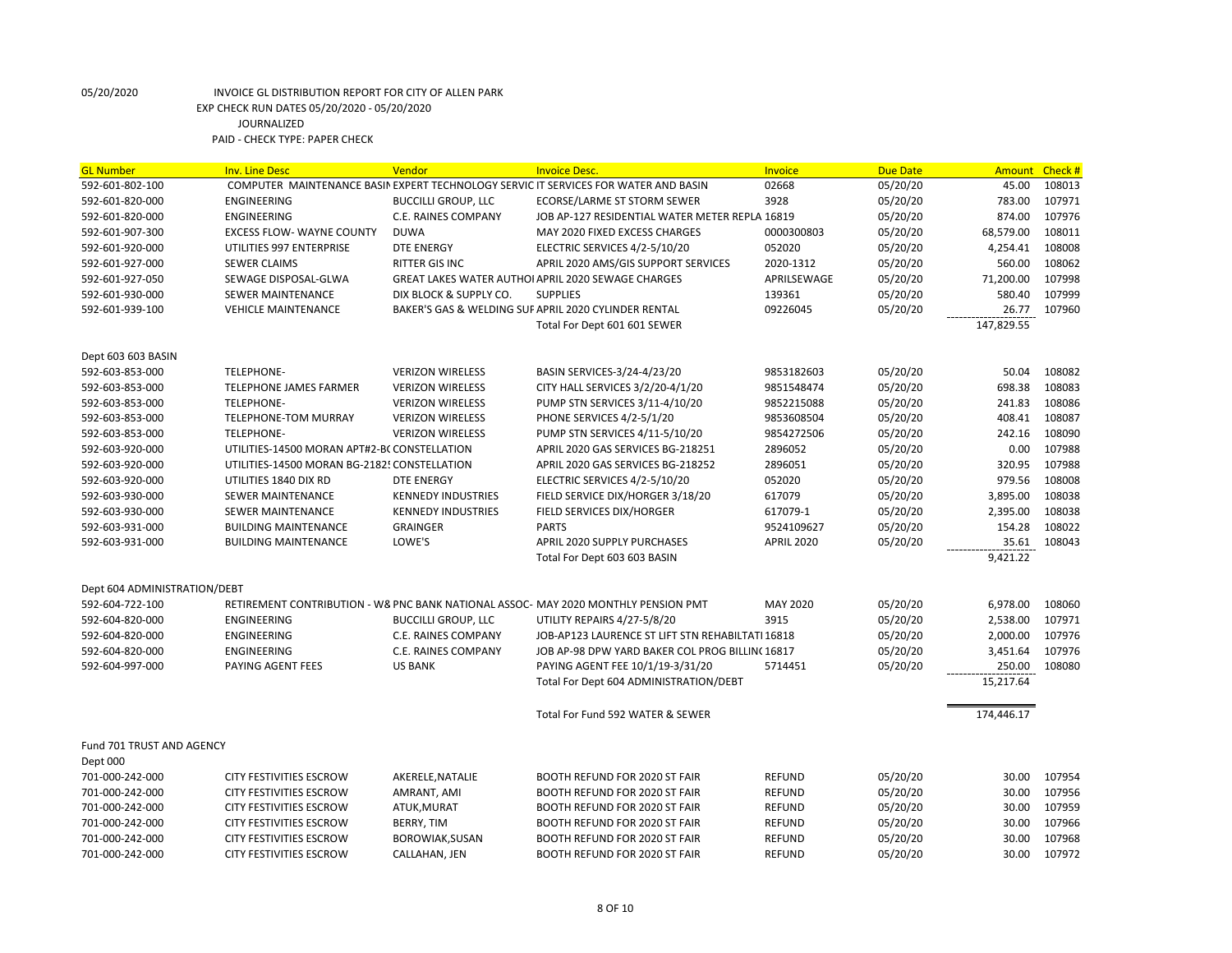05/20/2020 INVOICE GL DISTRIBUTION REPORT FOR CITY OF ALLEN PARK

EXP CHECK RUN DATES 05/20/2020 - 05/20/2020

JOURNALIZED

PAID - CHECK TYPE: PAPER CHECK

| GL Number | Inv. Line Desc | Vendor | Invoice Desc. | Invoice | Due Date | Amount | Check # |
|---|---|---|---|---|---|---|---|
| 592-601-802-100 | COMPUTER MAINTENANCE BASIN | EXPERT TECHNOLOGY SERVIC | IT SERVICES FOR WATER AND BASIN | 02668 | 05/20/20 | 45.00 | 108013 |
| 592-601-820-000 | ENGINEERING | BUCCILLI GROUP, LLC | ECORSE/LARME ST STORM SEWER | 3928 | 05/20/20 | 783.00 | 107971 |
| 592-601-820-000 | ENGINEERING | C.E. RAINES COMPANY | JOB AP-127 RESIDENTIAL WATER METER REPLA | 16819 | 05/20/20 | 874.00 | 107976 |
| 592-601-907-300 | EXCESS FLOW- WAYNE COUNTY | DUWA | MAY 2020 FIXED EXCESS CHARGES | 0000300803 | 05/20/20 | 68,579.00 | 108011 |
| 592-601-920-000 | UTILITIES 997 ENTERPRISE | DTE ENERGY | ELECTRIC SERVICES 4/2-5/10/20 | 052020 | 05/20/20 | 4,254.41 | 108008 |
| 592-601-927-000 | SEWER CLAIMS | RITTER GIS INC | APRIL 2020 AMS/GIS SUPPORT SERVICES | 2020-1312 | 05/20/20 | 560.00 | 108062 |
| 592-601-927-050 | SEWAGE DISPOSAL-GLWA | GREAT LAKES WATER AUTHOI | APRIL 2020 SEWAGE CHARGES | APRILSEWAGE | 05/20/20 | 71,200.00 | 107998 |
| 592-601-930-000 | SEWER MAINTENANCE | DIX BLOCK & SUPPLY CO. | SUPPLIES | 139361 | 05/20/20 | 580.40 | 107999 |
| 592-601-939-100 | VEHICLE MAINTENANCE | BAKER'S GAS & WELDING SUF | APRIL 2020 CYLINDER RENTAL | 09226045 | 05/20/20 | 26.77 | 107960 |
| | | | Total For Dept 601 601 SEWER | | | 147,829.55 | |
| Dept 603 603 BASIN | | | | | | | |
| 592-603-853-000 | TELEPHONE- | VERIZON WIRELESS | BASIN SERVICES-3/24-4/23/20 | 9853182603 | 05/20/20 | 50.04 | 108082 |
| 592-603-853-000 | TELEPHONE JAMES FARMER | VERIZON WIRELESS | CITY HALL SERVICES 3/2/20-4/1/20 | 9851548474 | 05/20/20 | 698.38 | 108083 |
| 592-603-853-000 | TELEPHONE- | VERIZON WIRELESS | PUMP STN SERVICES 3/11-4/10/20 | 9852215088 | 05/20/20 | 241.83 | 108086 |
| 592-603-853-000 | TELEPHONE-TOM MURRAY | VERIZON WIRELESS | PHONE SERVICES 4/2-5/1/20 | 9853608504 | 05/20/20 | 408.41 | 108087 |
| 592-603-853-000 | TELEPHONE- | VERIZON WIRELESS | PUMP STN SERVICES 4/11-5/10/20 | 9854272506 | 05/20/20 | 242.16 | 108090 |
| 592-603-920-000 | UTILITIES-14500 MORAN APT#2-B( | CONSTELLATION | APRIL 2020 GAS SERVICES BG-218251 | 2896052 | 05/20/20 | 0.00 | 107988 |
| 592-603-920-000 | UTILITIES-14500 MORAN BG-2182! | CONSTELLATION | APRIL 2020 GAS SERVICES BG-218252 | 2896051 | 05/20/20 | 320.95 | 107988 |
| 592-603-920-000 | UTILITIES 1840 DIX RD | DTE ENERGY | ELECTRIC SERVICES 4/2-5/10/20 | 052020 | 05/20/20 | 979.56 | 108008 |
| 592-603-930-000 | SEWER MAINTENANCE | KENNEDY INDUSTRIES | FIELD SERVICE DIX/HORGER 3/18/20 | 617079 | 05/20/20 | 3,895.00 | 108038 |
| 592-603-930-000 | SEWER MAINTENANCE | KENNEDY INDUSTRIES | FIELD SERVICES DIX/HORGER | 617079-1 | 05/20/20 | 2,395.00 | 108038 |
| 592-603-931-000 | BUILDING MAINTENANCE | GRAINGER | PARTS | 9524109627 | 05/20/20 | 154.28 | 108022 |
| 592-603-931-000 | BUILDING MAINTENANCE | LOWE'S | APRIL 2020 SUPPLY PURCHASES | APRIL 2020 | 05/20/20 | 35.61 | 108043 |
| | | | Total For Dept 603 603 BASIN | | | 9,421.22 | |
| Dept 604 ADMINISTRATION/DEBT | | | | | | | |
| 592-604-722-100 | RETIREMENT CONTRIBUTION - W8 | PNC BANK NATIONAL ASSOC- | MAY 2020 MONTHLY PENSION PMT | MAY 2020 | 05/20/20 | 6,978.00 | 108060 |
| 592-604-820-000 | ENGINEERING | BUCCILLI GROUP, LLC | UTILITY REPAIRS 4/27-5/8/20 | 3915 | 05/20/20 | 2,538.00 | 107971 |
| 592-604-820-000 | ENGINEERING | C.E. RAINES COMPANY | JOB-AP123 LAURENCE ST LIFT STN REHABILTATI | 16818 | 05/20/20 | 2,000.00 | 107976 |
| 592-604-820-000 | ENGINEERING | C.E. RAINES COMPANY | JOB AP-98 DPW YARD BAKER COL PROG BILLIN( | 16817 | 05/20/20 | 3,451.64 | 107976 |
| 592-604-997-000 | PAYING AGENT FEES | US BANK | PAYING AGENT FEE 10/1/19-3/31/20 | 5714451 | 05/20/20 | 250.00 | 108080 |
| | | | Total For Dept 604 ADMINISTRATION/DEBT | | | 15,217.64 | |
| | | | Total For Fund 592 WATER & SEWER | | | 174,446.17 | |
| Fund 701 TRUST AND AGENCY | | | | | | | |
| Dept 000 | | | | | | | |
| 701-000-242-000 | CITY FESTIVITIES ESCROW | AKERELE,NATALIE | BOOTH REFUND FOR 2020 ST FAIR | REFUND | 05/20/20 | 30.00 | 107954 |
| 701-000-242-000 | CITY FESTIVITIES ESCROW | AMRANT, AMI | BOOTH REFUND FOR 2020 ST FAIR | REFUND | 05/20/20 | 30.00 | 107956 |
| 701-000-242-000 | CITY FESTIVITIES ESCROW | ATUK,MURAT | BOOTH REFUND FOR 2020 ST FAIR | REFUND | 05/20/20 | 30.00 | 107959 |
| 701-000-242-000 | CITY FESTIVITIES ESCROW | BERRY, TIM | BOOTH REFUND FOR 2020 ST FAIR | REFUND | 05/20/20 | 30.00 | 107966 |
| 701-000-242-000 | CITY FESTIVITIES ESCROW | BOROWIAK,SUSAN | BOOTH REFUND FOR 2020 ST FAIR | REFUND | 05/20/20 | 30.00 | 107968 |
| 701-000-242-000 | CITY FESTIVITIES ESCROW | CALLAHAN, JEN | BOOTH REFUND FOR 2020 ST FAIR | REFUND | 05/20/20 | 30.00 | 107972 |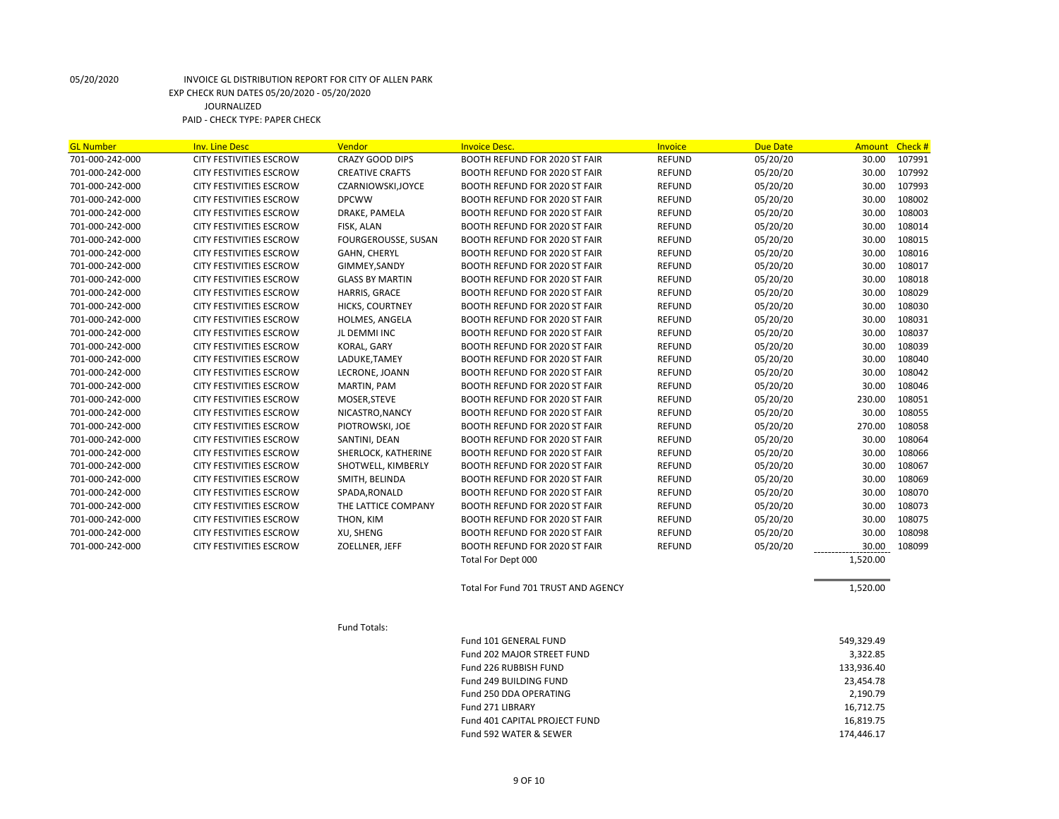05/20/2020 INVOICE GL DISTRIBUTION REPORT FOR CITY OF ALLEN PARK
EXP CHECK RUN DATES 05/20/2020 - 05/20/2020
JOURNALIZED
PAID - CHECK TYPE: PAPER CHECK

| GL Number | Inv. Line Desc | Vendor | Invoice Desc. | Invoice | Due Date | Amount | Check # |
|---|---|---|---|---|---|---|---|
| 701-000-242-000 | CITY FESTIVITIES ESCROW | CRAZY GOOD DIPS | BOOTH REFUND FOR 2020 ST FAIR | REFUND | 05/20/20 | 30.00 | 107991 |
| 701-000-242-000 | CITY FESTIVITIES ESCROW | CREATIVE CRAFTS | BOOTH REFUND FOR 2020 ST FAIR | REFUND | 05/20/20 | 30.00 | 107992 |
| 701-000-242-000 | CITY FESTIVITIES ESCROW | CZARNIOWSKI,JOYCE | BOOTH REFUND FOR 2020 ST FAIR | REFUND | 05/20/20 | 30.00 | 107993 |
| 701-000-242-000 | CITY FESTIVITIES ESCROW | DPCWW | BOOTH REFUND FOR 2020 ST FAIR | REFUND | 05/20/20 | 30.00 | 108002 |
| 701-000-242-000 | CITY FESTIVITIES ESCROW | DRAKE, PAMELA | BOOTH REFUND FOR 2020 ST FAIR | REFUND | 05/20/20 | 30.00 | 108003 |
| 701-000-242-000 | CITY FESTIVITIES ESCROW | FISK, ALAN | BOOTH REFUND FOR 2020 ST FAIR | REFUND | 05/20/20 | 30.00 | 108014 |
| 701-000-242-000 | CITY FESTIVITIES ESCROW | FOURGEROUSSE, SUSAN | BOOTH REFUND FOR 2020 ST FAIR | REFUND | 05/20/20 | 30.00 | 108015 |
| 701-000-242-000 | CITY FESTIVITIES ESCROW | GAHN, CHERYL | BOOTH REFUND FOR 2020 ST FAIR | REFUND | 05/20/20 | 30.00 | 108016 |
| 701-000-242-000 | CITY FESTIVITIES ESCROW | GIMMEY,SANDY | BOOTH REFUND FOR 2020 ST FAIR | REFUND | 05/20/20 | 30.00 | 108017 |
| 701-000-242-000 | CITY FESTIVITIES ESCROW | GLASS BY MARTIN | BOOTH REFUND FOR 2020 ST FAIR | REFUND | 05/20/20 | 30.00 | 108018 |
| 701-000-242-000 | CITY FESTIVITIES ESCROW | HARRIS, GRACE | BOOTH REFUND FOR 2020 ST FAIR | REFUND | 05/20/20 | 30.00 | 108029 |
| 701-000-242-000 | CITY FESTIVITIES ESCROW | HICKS, COURTNEY | BOOTH REFUND FOR 2020 ST FAIR | REFUND | 05/20/20 | 30.00 | 108030 |
| 701-000-242-000 | CITY FESTIVITIES ESCROW | HOLMES, ANGELA | BOOTH REFUND FOR 2020 ST FAIR | REFUND | 05/20/20 | 30.00 | 108031 |
| 701-000-242-000 | CITY FESTIVITIES ESCROW | JL DEMMI INC | BOOTH REFUND FOR 2020 ST FAIR | REFUND | 05/20/20 | 30.00 | 108037 |
| 701-000-242-000 | CITY FESTIVITIES ESCROW | KORAL, GARY | BOOTH REFUND FOR 2020 ST FAIR | REFUND | 05/20/20 | 30.00 | 108039 |
| 701-000-242-000 | CITY FESTIVITIES ESCROW | LADUKE,TAMEY | BOOTH REFUND FOR 2020 ST FAIR | REFUND | 05/20/20 | 30.00 | 108040 |
| 701-000-242-000 | CITY FESTIVITIES ESCROW | LECRONE, JOANN | BOOTH REFUND FOR 2020 ST FAIR | REFUND | 05/20/20 | 30.00 | 108042 |
| 701-000-242-000 | CITY FESTIVITIES ESCROW | MARTIN, PAM | BOOTH REFUND FOR 2020 ST FAIR | REFUND | 05/20/20 | 30.00 | 108046 |
| 701-000-242-000 | CITY FESTIVITIES ESCROW | MOSER,STEVE | BOOTH REFUND FOR 2020 ST FAIR | REFUND | 05/20/20 | 230.00 | 108051 |
| 701-000-242-000 | CITY FESTIVITIES ESCROW | NICASTRO,NANCY | BOOTH REFUND FOR 2020 ST FAIR | REFUND | 05/20/20 | 30.00 | 108055 |
| 701-000-242-000 | CITY FESTIVITIES ESCROW | PIOTROWSKI, JOE | BOOTH REFUND FOR 2020 ST FAIR | REFUND | 05/20/20 | 270.00 | 108058 |
| 701-000-242-000 | CITY FESTIVITIES ESCROW | SANTINI, DEAN | BOOTH REFUND FOR 2020 ST FAIR | REFUND | 05/20/20 | 30.00 | 108064 |
| 701-000-242-000 | CITY FESTIVITIES ESCROW | SHERLOCK, KATHERINE | BOOTH REFUND FOR 2020 ST FAIR | REFUND | 05/20/20 | 30.00 | 108066 |
| 701-000-242-000 | CITY FESTIVITIES ESCROW | SHOTWELL, KIMBERLY | BOOTH REFUND FOR 2020 ST FAIR | REFUND | 05/20/20 | 30.00 | 108067 |
| 701-000-242-000 | CITY FESTIVITIES ESCROW | SMITH, BELINDA | BOOTH REFUND FOR 2020 ST FAIR | REFUND | 05/20/20 | 30.00 | 108069 |
| 701-000-242-000 | CITY FESTIVITIES ESCROW | SPADA,RONALD | BOOTH REFUND FOR 2020 ST FAIR | REFUND | 05/20/20 | 30.00 | 108070 |
| 701-000-242-000 | CITY FESTIVITIES ESCROW | THE LATTICE COMPANY | BOOTH REFUND FOR 2020 ST FAIR | REFUND | 05/20/20 | 30.00 | 108073 |
| 701-000-242-000 | CITY FESTIVITIES ESCROW | THON, KIM | BOOTH REFUND FOR 2020 ST FAIR | REFUND | 05/20/20 | 30.00 | 108075 |
| 701-000-242-000 | CITY FESTIVITIES ESCROW | XU, SHENG | BOOTH REFUND FOR 2020 ST FAIR | REFUND | 05/20/20 | 30.00 | 108098 |
| 701-000-242-000 | CITY FESTIVITIES ESCROW | ZOELLNER, JEFF | BOOTH REFUND FOR 2020 ST FAIR | REFUND | 05/20/20 | 30.00 | 108099 |
| | | | Total For Dept 000 | | | 1,520.00 | |
| | | | Total For Fund 701 TRUST AND AGENCY | | | 1,520.00 | |

Fund Totals:

| Fund | Amount |
|---|---|
| Fund 101 GENERAL FUND | 549,329.49 |
| Fund 202 MAJOR STREET FUND | 3,322.85 |
| Fund 226 RUBBISH FUND | 133,936.40 |
| Fund 249 BUILDING FUND | 23,454.78 |
| Fund 250 DDA OPERATING | 2,190.79 |
| Fund 271 LIBRARY | 16,712.75 |
| Fund 401 CAPITAL PROJECT FUND | 16,819.75 |
| Fund 592 WATER & SEWER | 174,446.17 |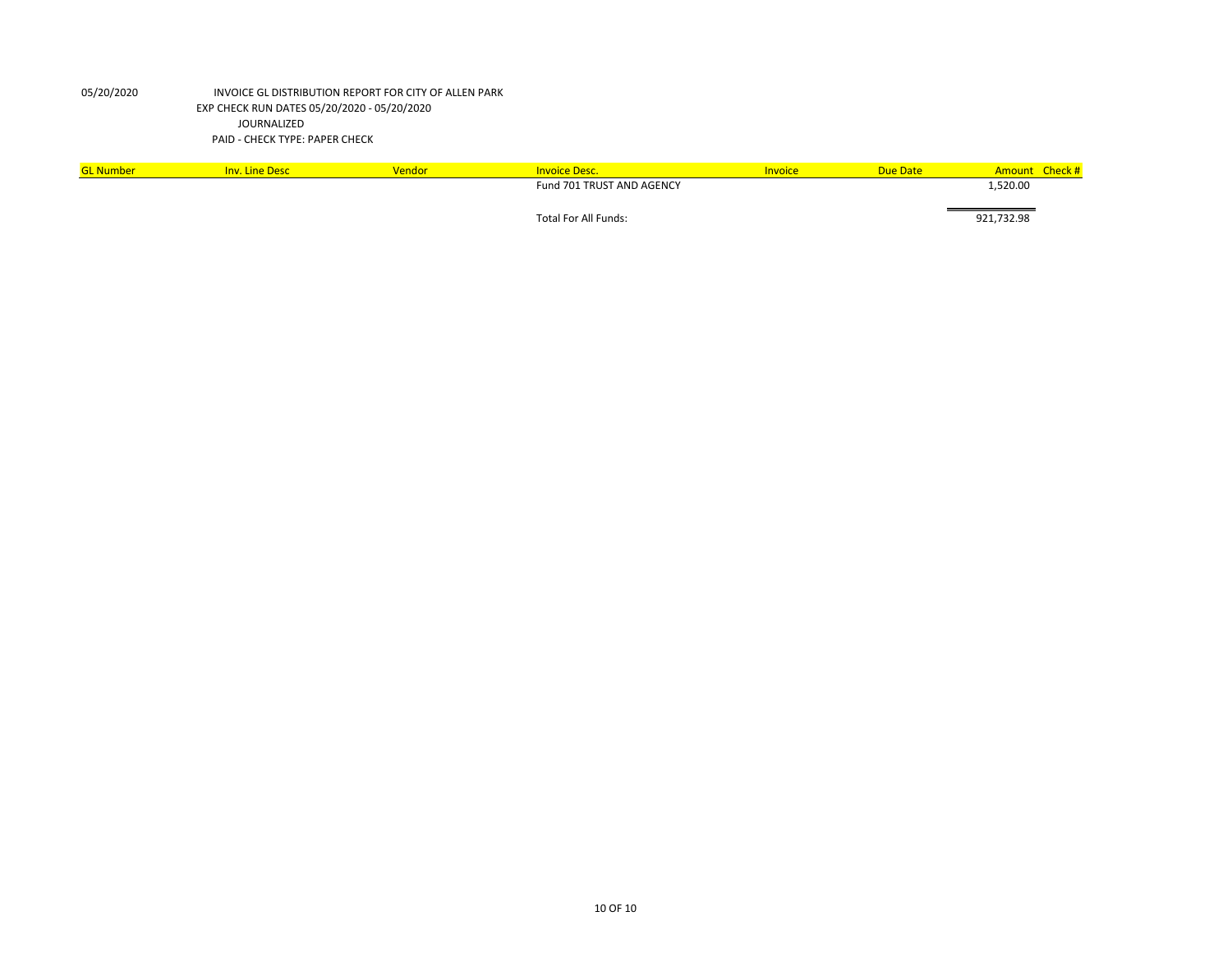05/20/2020 INVOICE GL DISTRIBUTION REPORT FOR CITY OF ALLEN PARK

EXP CHECK RUN DATES 05/20/2020 - 05/20/2020

JOURNALIZED

PAID - CHECK TYPE: PAPER CHECK

| GL Number | Inv. Line Desc | Vendor | Invoice Desc. | Invoice | Due Date | Amount | Check # |
|---|---|---|---|---|---|---|---|
| | | | Fund 701 TRUST AND AGENCY | | | 1,520.00 | |
| | | | Total For All Funds: | | | 921,732.98 | |